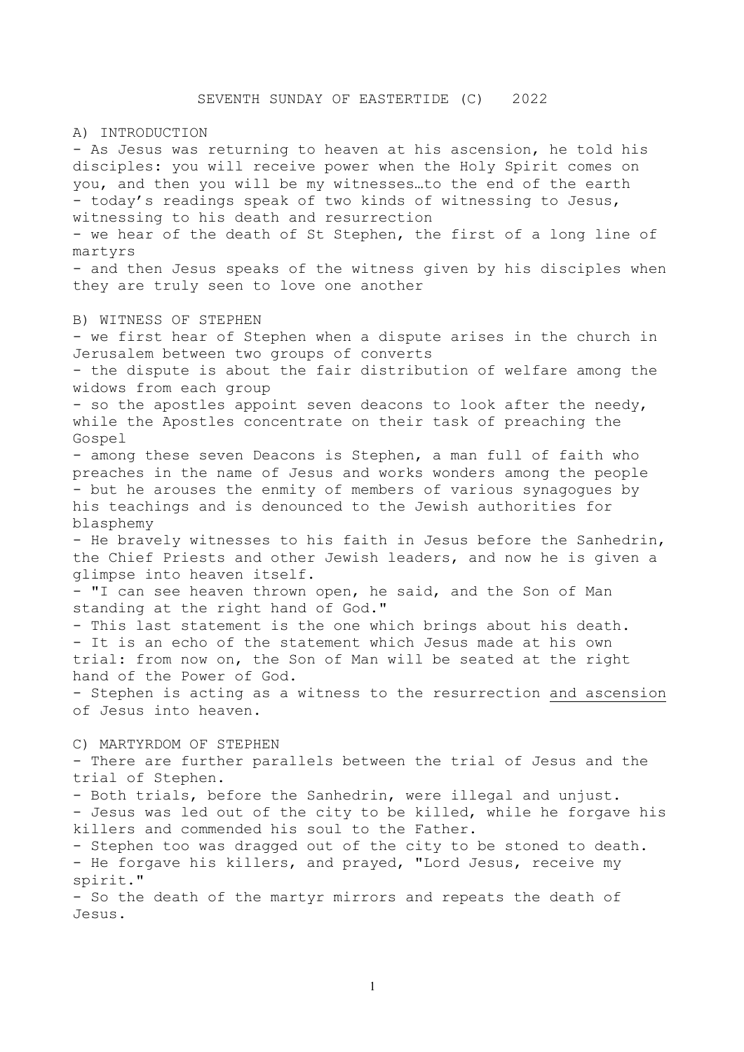# SEVENTH SUNDAY OF EASTERTIDE (C) 2022

## A) INTRODUCTION

- As Jesus was returning to heaven at his ascension, he told his disciples: you will receive power when the Holy Spirit comes on you, and then you will be my witnesses…to the end of the earth
- today's readings speak of two kinds of witnessing to Jesus, witnessing to his death and resurrection
- we hear of the death of St Stephen, the first of a long line of martyrs
- and then Jesus speaks of the witness given by his disciples when they are truly seen to love one another

## B) WITNESS OF STEPHEN

- we first hear of Stephen when a dispute arises in the church in Jerusalem between two groups of converts
- the dispute is about the fair distribution of welfare among the widows from each group
- so the apostles appoint seven deacons to look after the needy, while the Apostles concentrate on their task of preaching the Gospel
- among these seven Deacons is Stephen, a man full of faith who preaches in the name of Jesus and works wonders among the people
- but he arouses the enmity of members of various synagogues by his teachings and is denounced to the Jewish authorities for blasphemy
- He bravely witnesses to his faith in Jesus before the Sanhedrin, the Chief Priests and other Jewish leaders, and now he is given a glimpse into heaven itself.
- "I can see heaven thrown open, he said, and the Son of Man standing at the right hand of God."
- This last statement is the one which brings about his death.
- It is an echo of the statement which Jesus made at his own trial: from now on, the Son of Man will be seated at the right hand of the Power of God.
- Stephen is acting as a witness to the resurrection <u>and ascension</u> of Jesus into heaven.

## C) MARTYRDOM OF STEPHEN

- There are further parallels between the trial of Jesus and the trial of Stephen.
- Both trials, before the Sanhedrin, were illegal and unjust.
- Jesus was led out of the city to be killed, while he forgave his killers and commended his soul to the Father.
- Stephen too was dragged out of the city to be stoned to death.
- He forgave his killers, and prayed, "Lord Jesus, receive my spirit."
- So the death of the martyr mirrors and repeats the death of Jesus.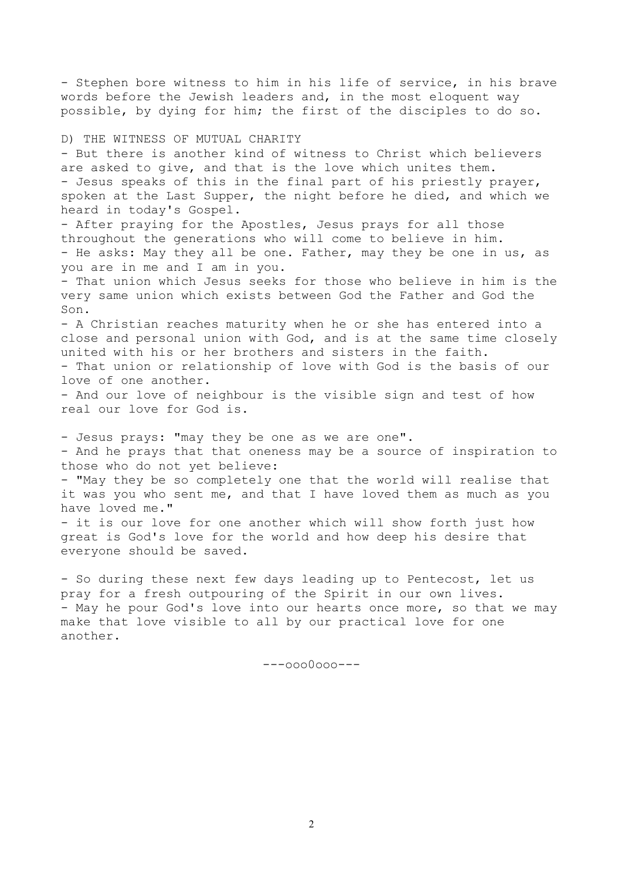- Stephen bore witness to him in his life of service, in his brave words before the Jewish leaders and, in the most eloquent way possible, by dying for him; the first of the disciples to do so.

D) THE WITNESS OF MUTUAL CHARITY

- But there is another kind of witness to Christ which believers are asked to give, and that is the love which unites them.
- Jesus speaks of this in the final part of his priestly prayer, spoken at the Last Supper, the night before he died, and which we heard in today's Gospel.
- After praying for the Apostles, Jesus prays for all those throughout the generations who will come to believe in him.
- He asks: May they all be one. Father, may they be one in us, as you are in me and I am in you.
- That union which Jesus seeks for those who believe in him is the very same union which exists between God the Father and God the Son.
- A Christian reaches maturity when he or she has entered into a close and personal union with God, and is at the same time closely united with his or her brothers and sisters in the faith.
- That union or relationship of love with God is the basis of our love of one another.
- And our love of neighbour is the visible sign and test of how real our love for God is.

- Jesus prays: "may they be one as we are one".
- And he prays that that oneness may be a source of inspiration to those who do not yet believe:
- "May they be so completely one that the world will realise that it was you who sent me, and that I have loved them as much as you have loved me."
- it is our love for one another which will show forth just how great is God's love for the world and how deep his desire that everyone should be saved.

- So during these next few days leading up to Pentecost, let us pray for a fresh outpouring of the Spirit in our own lives.
- May he pour God's love into our hearts once more, so that we may make that love visible to all by our practical love for one another.

---ooo0ooo---